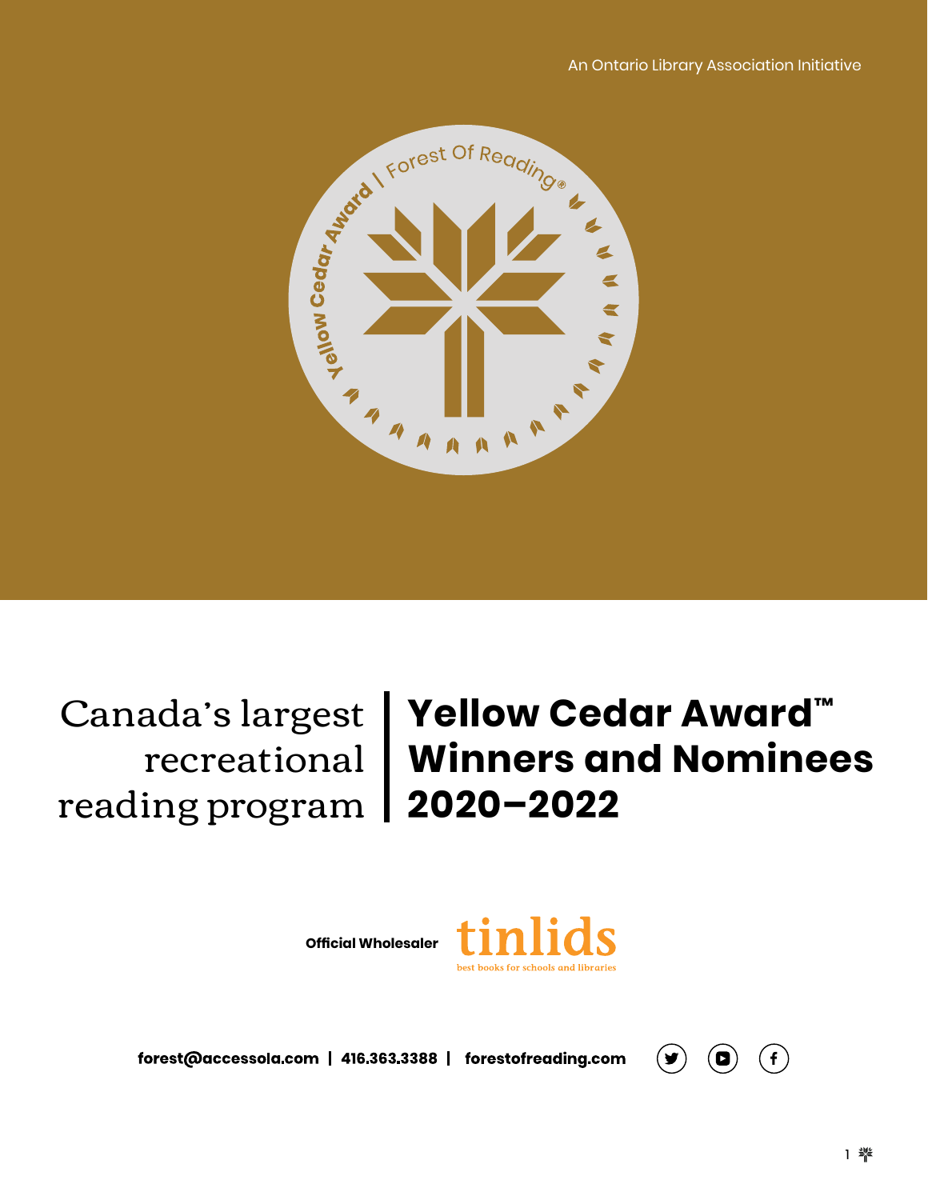An Ontario Library Association Initiative

Canada's largest recreational reading program

# Yellow Cedar Award™ Winners and Nominees 2020–2022

Official Wholesaler tinlids best books for schools and libraries

**forest@accessola.com | 416.363.3388 | forestofreading.com**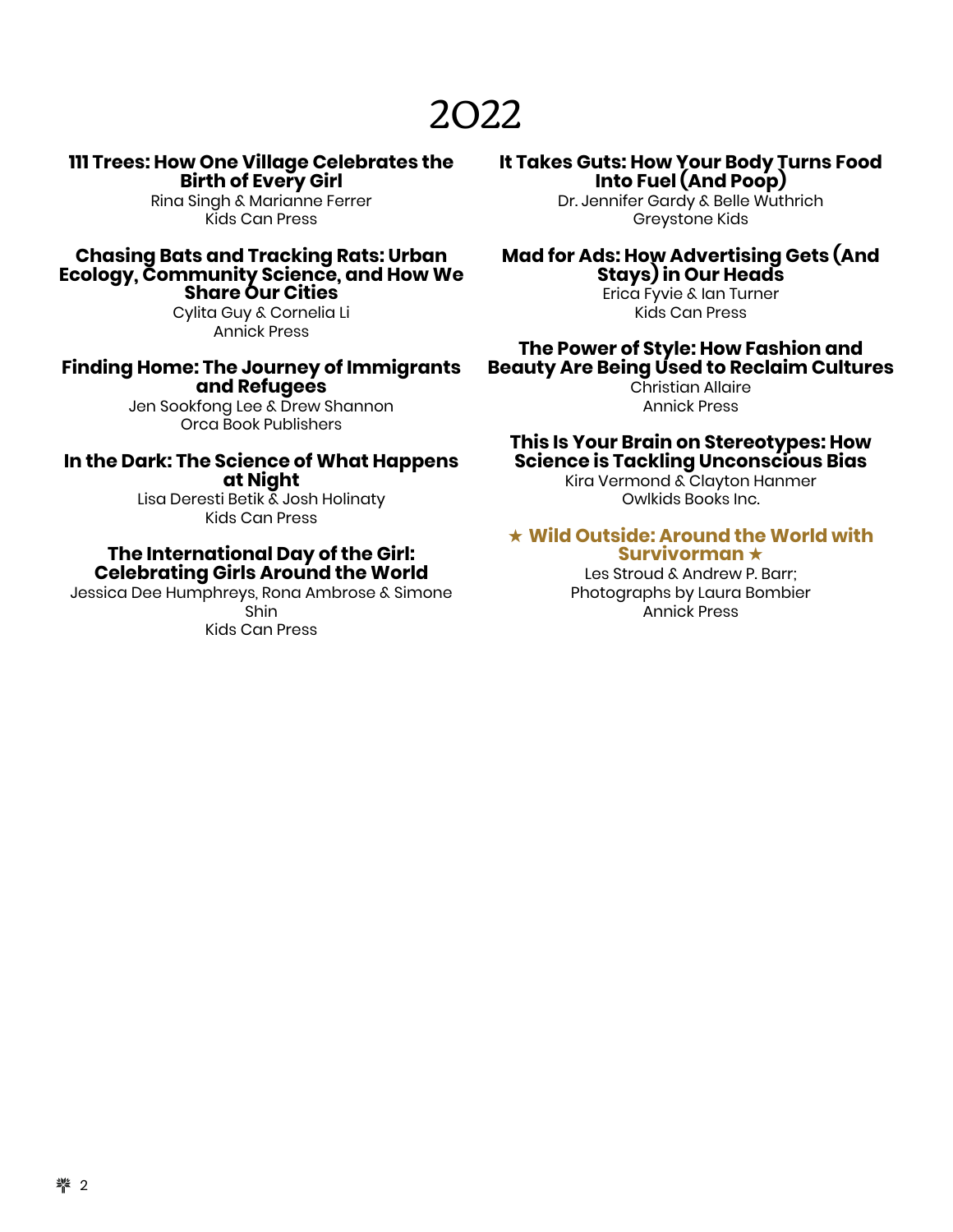# 2022

**111 Trees: How One Village Celebrates the Birth of Every Girl**
Rina Singh & Marianne Ferrer
Kids Can Press

**Chasing Bats and Tracking Rats: Urban Ecology, Community Science, and How We Share Our Cities**
Cylita Guy & Cornelia Li
Annick Press

**Finding Home: The Journey of Immigrants and Refugees**
Jen Sookfong Lee & Drew Shannon
Orca Book Publishers

**In the Dark: The Science of What Happens at Night**
Lisa Deresti Betik & Josh Holinaty
Kids Can Press

**The International Day of the Girl: Celebrating Girls Around the World**
Jessica Dee Humphreys, Rona Ambrose & Simone Shin
Kids Can Press

**It Takes Guts: How Your Body Turns Food Into Fuel (And Poop)**
Dr. Jennifer Gardy & Belle Wuthrich
Greystone Kids

**Mad for Ads: How Advertising Gets (And Stays) in Our Heads**
Erica Fyvie & Ian Turner
Kids Can Press

**The Power of Style: How Fashion and Beauty Are Being Used to Reclaim Cultures**
Christian Allaire
Annick Press

**This Is Your Brain on Stereotypes: How Science is Tackling Unconscious Bias**
Kira Vermond & Clayton Hanmer
Owlkids Books Inc.

**★ Wild Outside: Around the World with Survivorman ★**
Les Stroud & Andrew P. Barr;
Photographs by Laura Bombier
Annick Press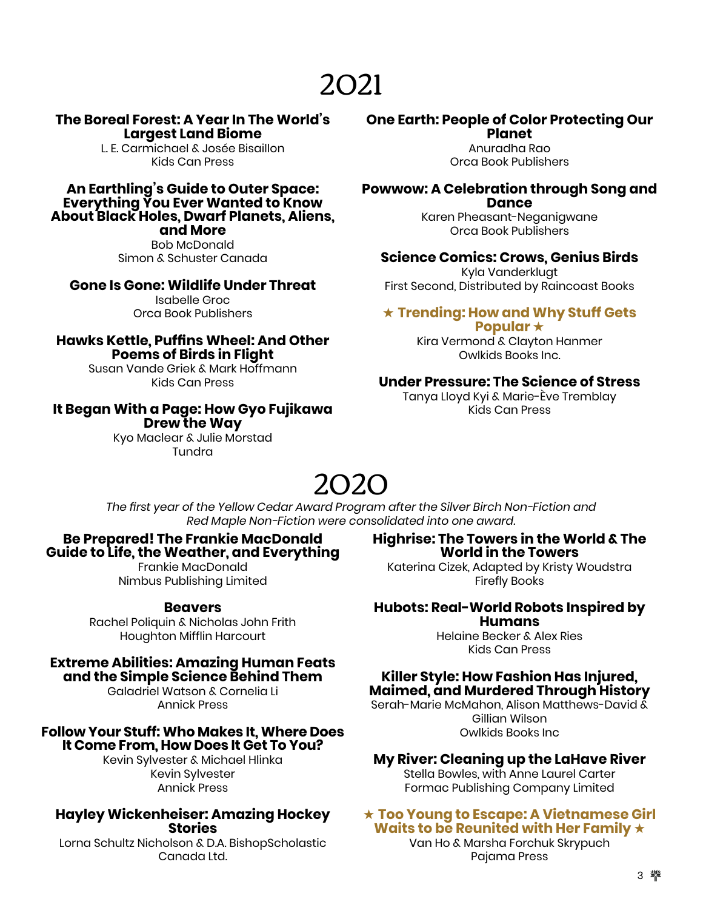# 2021

**The Boreal Forest: A Year In The World's Largest Land Biome**
L. E. Carmichael & Josée Bisaillon
Kids Can Press

**An Earthling's Guide to Outer Space: Everything You Ever Wanted to Know About Black Holes, Dwarf Planets, Aliens, and More**
Bob McDonald
Simon & Schuster Canada

**Gone Is Gone: Wildlife Under Threat**
Isabelle Groc
Orca Book Publishers

**Hawks Kettle, Puffins Wheel: And Other Poems of Birds in Flight**
Susan Vande Griek & Mark Hoffmann
Kids Can Press

**It Began With a Page: How Gyo Fujikawa Drew the Way**
Kyo Maclear & Julie Morstad
Tundra

**One Earth: People of Color Protecting Our Planet**
Anuradha Rao
Orca Book Publishers

**Powwow: A Celebration through Song and Dance**
Karen Pheasant-Neganigwane
Orca Book Publishers

**Science Comics: Crows, Genius Birds**
Kyla Vanderklugt
First Second, Distributed by Raincoast Books

**★ Trending: How and Why Stuff Gets Popular ★**
Kira Vermond & Clayton Hanmer
Owlkids Books Inc.

**Under Pressure: The Science of Stress**
Tanya Lloyd Kyi & Marie-Ève Tremblay
Kids Can Press

# 2020

*The first year of the Yellow Cedar Award Program after the Silver Birch Non-Fiction and Red Maple Non-Fiction were consolidated into one award.*

**Be Prepared! The Frankie MacDonald Guide to Life, the Weather, and Everything**
Frankie MacDonald
Nimbus Publishing Limited

**Beavers**
Rachel Poliquin & Nicholas John Frith
Houghton Mifflin Harcourt

**Extreme Abilities: Amazing Human Feats and the Simple Science Behind Them**
Galadriel Watson & Cornelia Li
Annick Press

**Follow Your Stuff: Who Makes It, Where Does It Come From, How Does It Get To You?**
Kevin Sylvester & Michael Hlinka
Kevin Sylvester
Annick Press

**Hayley Wickenheiser: Amazing Hockey Stories**
Lorna Schultz Nicholson & D.A. BishopScholastic Canada Ltd.

**Highrise: The Towers in the World & The World in the Towers**
Katerina Cizek, Adapted by Kristy Woudstra
Firefly Books

**Hubots: Real-World Robots Inspired by Humans**
Helaine Becker & Alex Ries
Kids Can Press

**Killer Style: How Fashion Has Injured, Maimed, and Murdered Through History**
Serah-Marie McMahon, Alison Matthews-David & Gillian Wilson
Owlkids Books Inc

**My River: Cleaning up the LaHave River**
Stella Bowles, with Anne Laurel Carter
Formac Publishing Company Limited

**★ Too Young to Escape: A Vietnamese Girl Waits to be Reunited with Her Family ★**
Van Ho & Marsha Forchuk Skrypuch
Pajama Press